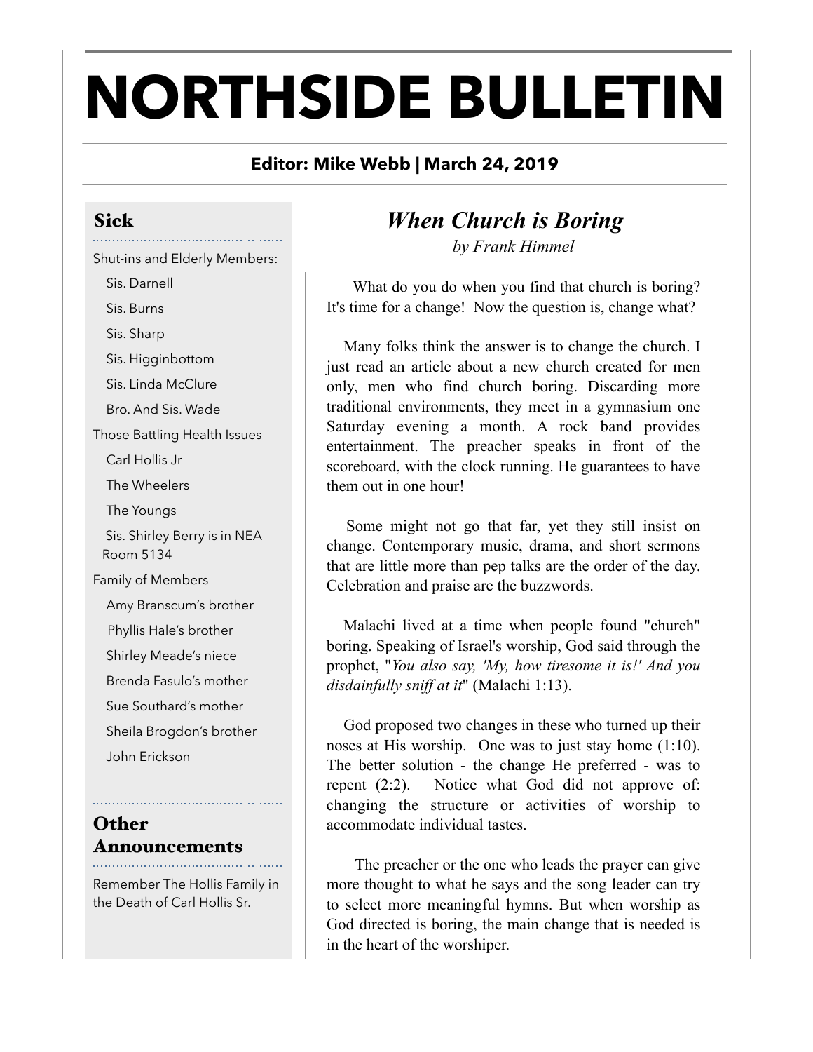# NORTHSIDE BULLETIN

**Editor: Mike Webb | March 24, 2019**

## Sick

Shut-ins and Elderly Members:

- Sis. Darnell
- Sis. Burns
- Sis. Sharp
- Sis. Higginbottom
- Sis. Linda McClure
- Bro. And Sis. Wade

Those Battling Health Issues

- Carl Hollis Jr
- The Wheelers
- The Youngs
- Sis. Shirley Berry is in NEA Room 5134

Family of Members

- Amy Branscum's brother
- Phyllis Hale's brother
- Shirley Meade's niece
- Brenda Fasulo's mother
- Sue Southard's mother
- Sheila Brogdon's brother
- John Erickson

## Other Announcements

Remember The Hollis Family in the Death of Carl Hollis Sr.

## *When Church is Boring*

*by Frank Himmel*

What do you do when you find that church is boring? It's time for a change! Now the question is, change what?

Many folks think the answer is to change the church. I just read an article about a new church created for men only, men who find church boring. Discarding more traditional environments, they meet in a gymnasium one Saturday evening a month. A rock band provides entertainment. The preacher speaks in front of the scoreboard, with the clock running. He guarantees to have them out in one hour!

Some might not go that far, yet they still insist on change. Contemporary music, drama, and short sermons that are little more than pep talks are the order of the day. Celebration and praise are the buzzwords.

Malachi lived at a time when people found "church" boring. Speaking of Israel's worship, God said through the prophet, "*You also say, 'My, how tiresome it is!' And you disdainfully sniff at it*" (Malachi 1:13).

God proposed two changes in these who turned up their noses at His worship. One was to just stay home (1:10). The better solution - the change He preferred - was to repent (2:2). Notice what God did not approve of: changing the structure or activities of worship to accommodate individual tastes.

The preacher or the one who leads the prayer can give more thought to what he says and the song leader can try to select more meaningful hymns. But when worship as God directed is boring, the main change that is needed is in the heart of the worshiper.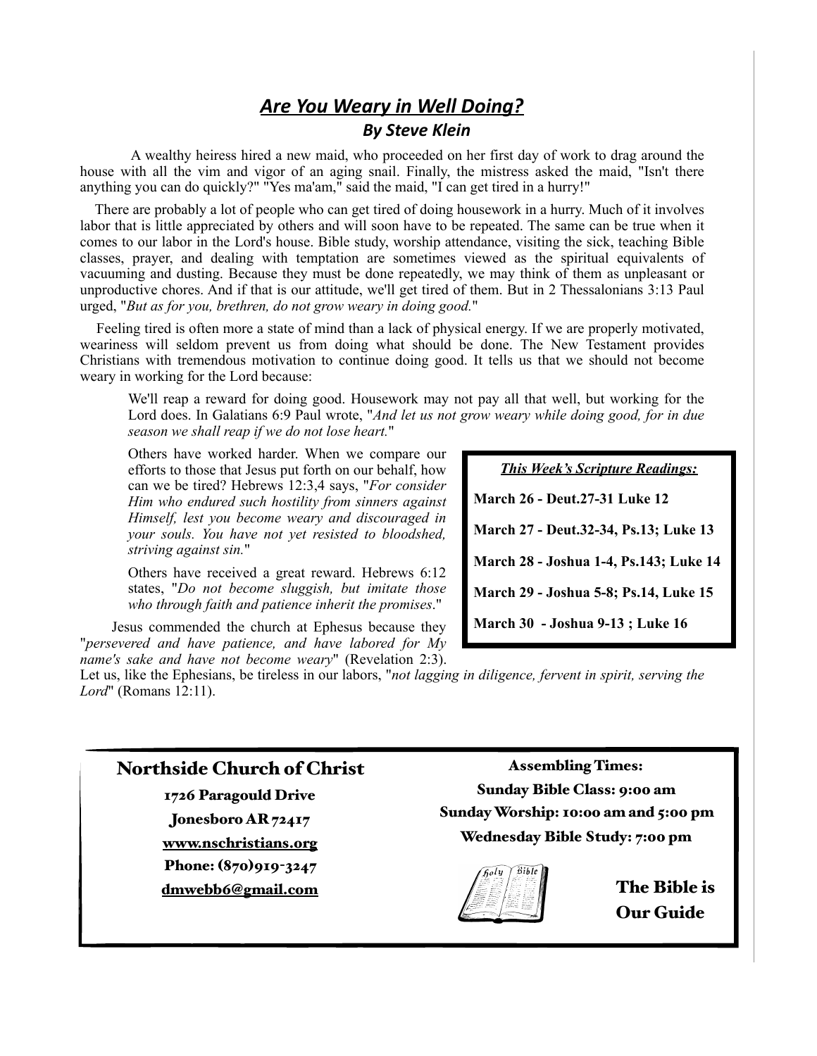## ***Are You Weary in Well Doing?***

### ***By Steve Klein***

A wealthy heiress hired a new maid, who proceeded on her first day of work to drag around the house with all the vim and vigor of an aging snail. Finally, the mistress asked the maid, "Isn't there anything you can do quickly?" "Yes ma'am," said the maid, "I can get tired in a hurry!"

There are probably a lot of people who can get tired of doing housework in a hurry. Much of it involves labor that is little appreciated by others and will soon have to be repeated. The same can be true when it comes to our labor in the Lord's house. Bible study, worship attendance, visiting the sick, teaching Bible classes, prayer, and dealing with temptation are sometimes viewed as the spiritual equivalents of vacuuming and dusting. Because they must be done repeatedly, we may think of them as unpleasant or unproductive chores. And if that is our attitude, we'll get tired of them. But in 2 Thessalonians 3:13 Paul urged, "*But as for you, brethren, do not grow weary in doing good.*"

Feeling tired is often more a state of mind than a lack of physical energy. If we are properly motivated, weariness will seldom prevent us from doing what should be done. The New Testament provides Christians with tremendous motivation to continue doing good. It tells us that we should not become weary in working for the Lord because:

> We'll reap a reward for doing good. Housework may not pay all that well, but working for the Lord does. In Galatians 6:9 Paul wrote, "*And let us not grow weary while doing good, for in due season we shall reap if we do not lose heart.*"
>
> Others have worked harder. When we compare our efforts to those that Jesus put forth on our behalf, how can we be tired? Hebrews 12:3,4 says, "*For consider Him who endured such hostility from sinners against Himself, lest you become weary and discouraged in your souls. You have not yet resisted to bloodshed, striving against sin.*"
>
> Others have received a great reward. Hebrews 6:12 states, "*Do not become sluggish, but imitate those who through faith and patience inherit the promises*."

Jesus commended the church at Ephesus because they "*persevered and have patience, and have labored for My name's sake and have not become weary*" (Revelation 2:3). Let us, like the Ephesians, be tireless in our labors, "*not lagging in diligence, fervent in spirit, serving the Lord*" (Romans 12:11).

***This Week's Scripture Readings:***

**March 26 - Deut.27-31 Luke 12**

**March 27 - Deut.32-34, Ps.13; Luke 13**

**March 28 - Joshua 1-4, Ps.143; Luke 14**

**March 29 - Joshua 5-8; Ps.14, Luke 15**

**March 30 - Joshua 9-13 ; Luke 16**

**Northside Church of Christ**

1726 Paragould Drive

Jonesboro AR 72417

www.nschristians.org

Phone: (870)919-3247

dmwebb6@gmail.com

**Assembling Times:**

Sunday Bible Class: 9:00 am

Sunday Worship: 10:00 am and 5:00 pm

Wednesday Bible Study: 7:00 pm

**The Bible is Our Guide**